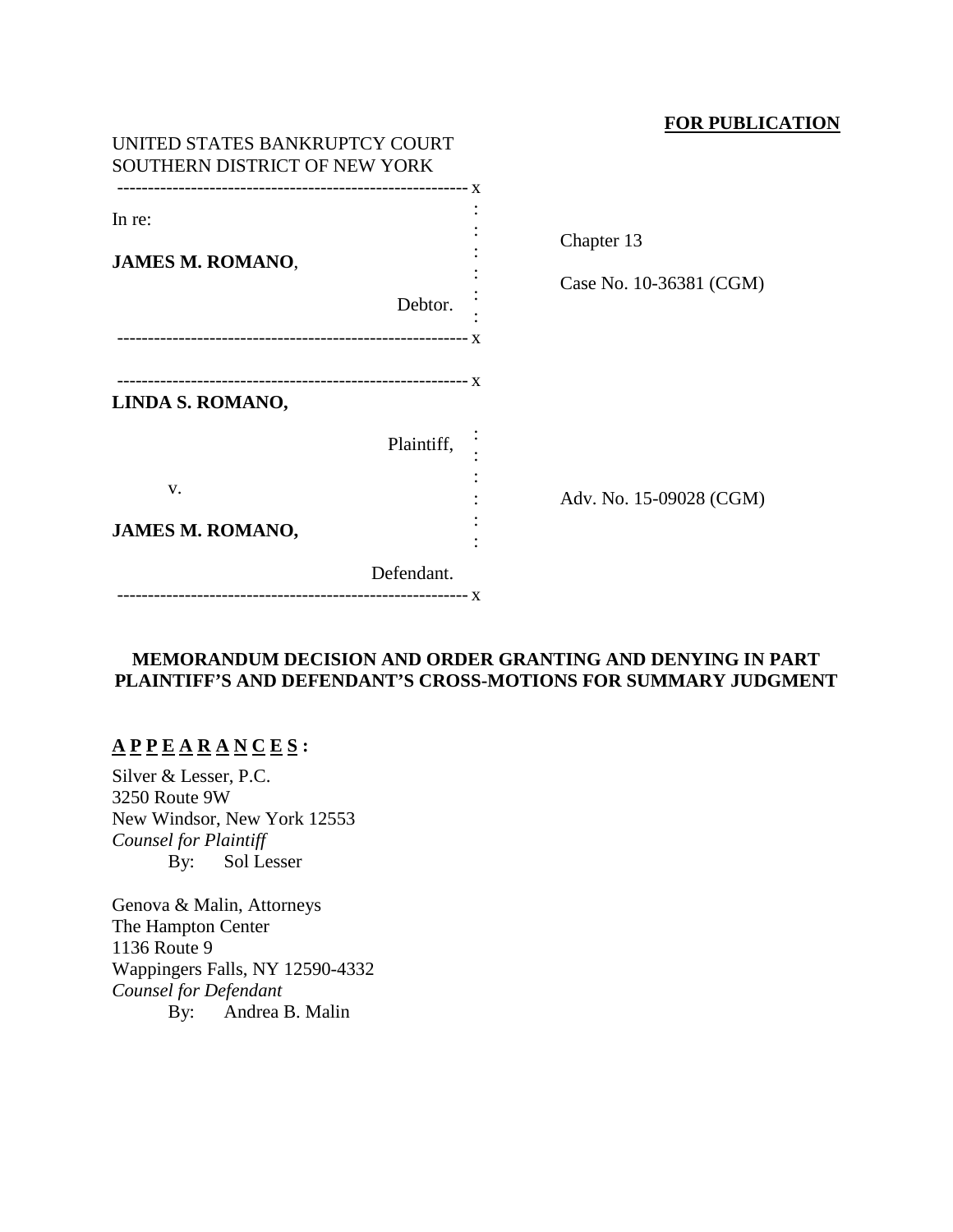**FOR PUBLICATION**

UNITED STATES BANKRUPTCY COURT
SOUTHERN DISTRICT OF NEW YORK

| | |
|---|---|
| In re: | Chapter 13 |
| **JAMES M. ROMANO**, | Case No. 10-36381 (CGM) |
| Debtor. | |

| | |
|---|---|
| **LINDA S. ROMANO,** | |
| Plaintiff, | |
| v. | Adv. No. 15-09028 (CGM) |
| **JAMES M. ROMANO,** | |
| Defendant. | |

**MEMORANDUM DECISION AND ORDER GRANTING AND DENYING IN PART PLAINTIFF'S AND DEFENDANT'S CROSS-MOTIONS FOR SUMMARY JUDGMENT**

**A P P E A R A N C E S :**

Silver & Lesser, P.C.
3250 Route 9W
New Windsor, New York 12553
*Counsel for Plaintiff*
By: Sol Lesser

Genova & Malin, Attorneys
The Hampton Center
1136 Route 9
Wappingers Falls, NY 12590-4332
*Counsel for Defendant*
By: Andrea B. Malin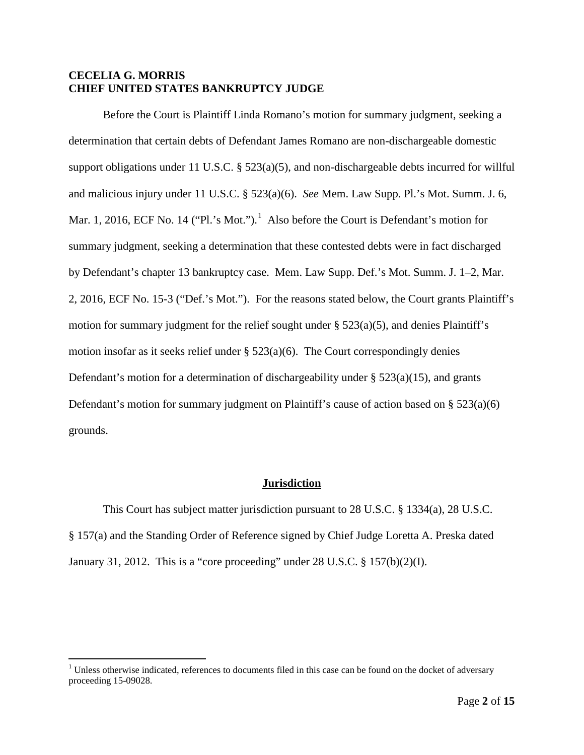**CECELIA G. MORRIS**
**CHIEF UNITED STATES BANKRUPTCY JUDGE**

Before the Court is Plaintiff Linda Romano's motion for summary judgment, seeking a determination that certain debts of Defendant James Romano are non-dischargeable domestic support obligations under 11 U.S.C. § 523(a)(5), and non-dischargeable debts incurred for willful and malicious injury under 11 U.S.C. § 523(a)(6). *See* Mem. Law Supp. Pl.'s Mot. Summ. J. 6, Mar. 1, 2016, ECF No. 14 ("Pl.'s Mot.").[1] Also before the Court is Defendant's motion for summary judgment, seeking a determination that these contested debts were in fact discharged by Defendant's chapter 13 bankruptcy case. Mem. Law Supp. Def.'s Mot. Summ. J. 1–2, Mar. 2, 2016, ECF No. 15-3 ("Def.'s Mot."). For the reasons stated below, the Court grants Plaintiff's motion for summary judgment for the relief sought under § 523(a)(5), and denies Plaintiff's motion insofar as it seeks relief under § 523(a)(6). The Court correspondingly denies Defendant's motion for a determination of dischargeability under § 523(a)(15), and grants Defendant's motion for summary judgment on Plaintiff's cause of action based on § 523(a)(6) grounds.

## Jurisdiction

This Court has subject matter jurisdiction pursuant to 28 U.S.C. § 1334(a), 28 U.S.C. § 157(a) and the Standing Order of Reference signed by Chief Judge Loretta A. Preska dated January 31, 2012. This is a "core proceeding" under 28 U.S.C. § 157(b)(2)(I).

[1] Unless otherwise indicated, references to documents filed in this case can be found on the docket of adversary proceeding 15-09028.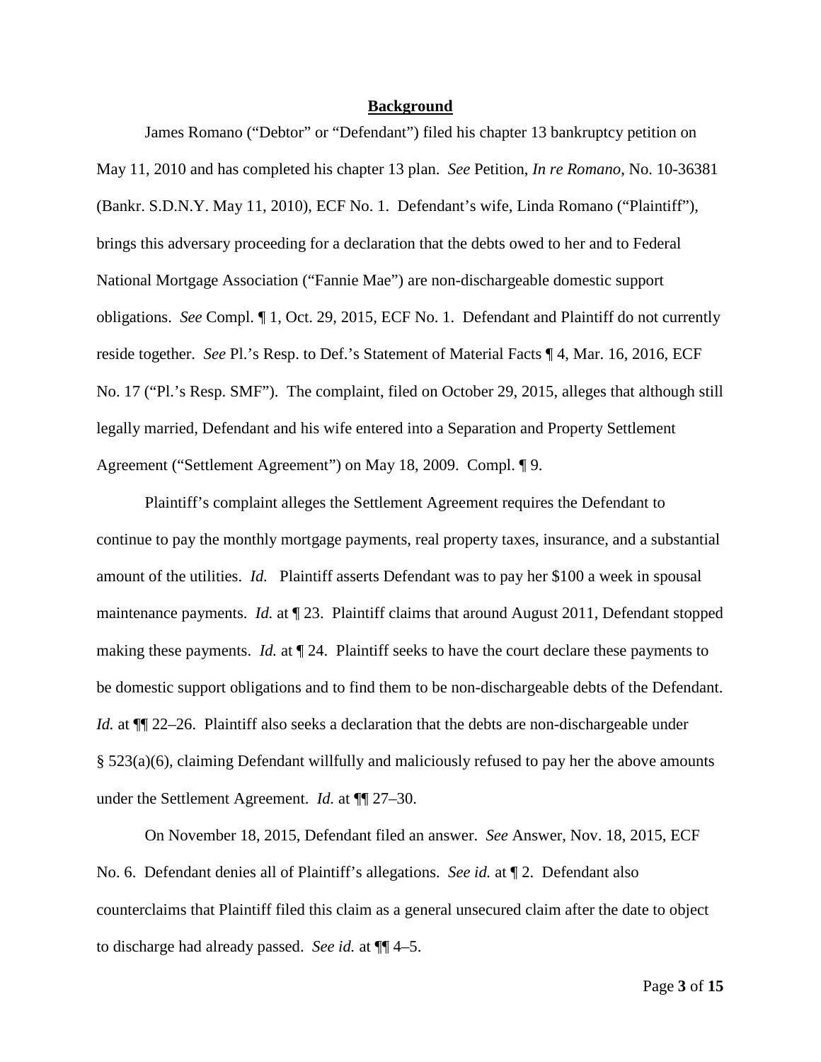## **Background**

James Romano ("Debtor" or "Defendant") filed his chapter 13 bankruptcy petition on May 11, 2010 and has completed his chapter 13 plan. *See* Petition, *In re Romano*, No. 10-36381 (Bankr. S.D.N.Y. May 11, 2010), ECF No. 1. Defendant's wife, Linda Romano ("Plaintiff"), brings this adversary proceeding for a declaration that the debts owed to her and to Federal National Mortgage Association ("Fannie Mae") are non-dischargeable domestic support obligations. *See* Compl. ¶ 1, Oct. 29, 2015, ECF No. 1. Defendant and Plaintiff do not currently reside together. *See* Pl.'s Resp. to Def.'s Statement of Material Facts ¶ 4, Mar. 16, 2016, ECF No. 17 ("Pl.'s Resp. SMF"). The complaint, filed on October 29, 2015, alleges that although still legally married, Defendant and his wife entered into a Separation and Property Settlement Agreement ("Settlement Agreement") on May 18, 2009. Compl. ¶ 9.

Plaintiff's complaint alleges the Settlement Agreement requires the Defendant to continue to pay the monthly mortgage payments, real property taxes, insurance, and a substantial amount of the utilities. *Id.* Plaintiff asserts Defendant was to pay her $100 a week in spousal maintenance payments. *Id.* at ¶ 23. Plaintiff claims that around August 2011, Defendant stopped making these payments. *Id.* at ¶ 24. Plaintiff seeks to have the court declare these payments to be domestic support obligations and to find them to be non-dischargeable debts of the Defendant. *Id.* at ¶¶ 22–26. Plaintiff also seeks a declaration that the debts are non-dischargeable under § 523(a)(6), claiming Defendant willfully and maliciously refused to pay her the above amounts under the Settlement Agreement. *Id.* at ¶¶ 27–30.

On November 18, 2015, Defendant filed an answer. *See* Answer, Nov. 18, 2015, ECF No. 6. Defendant denies all of Plaintiff's allegations. *See id.* at ¶ 2. Defendant also counterclaims that Plaintiff filed this claim as a general unsecured claim after the date to object to discharge had already passed. *See id.* at ¶¶ 4–5.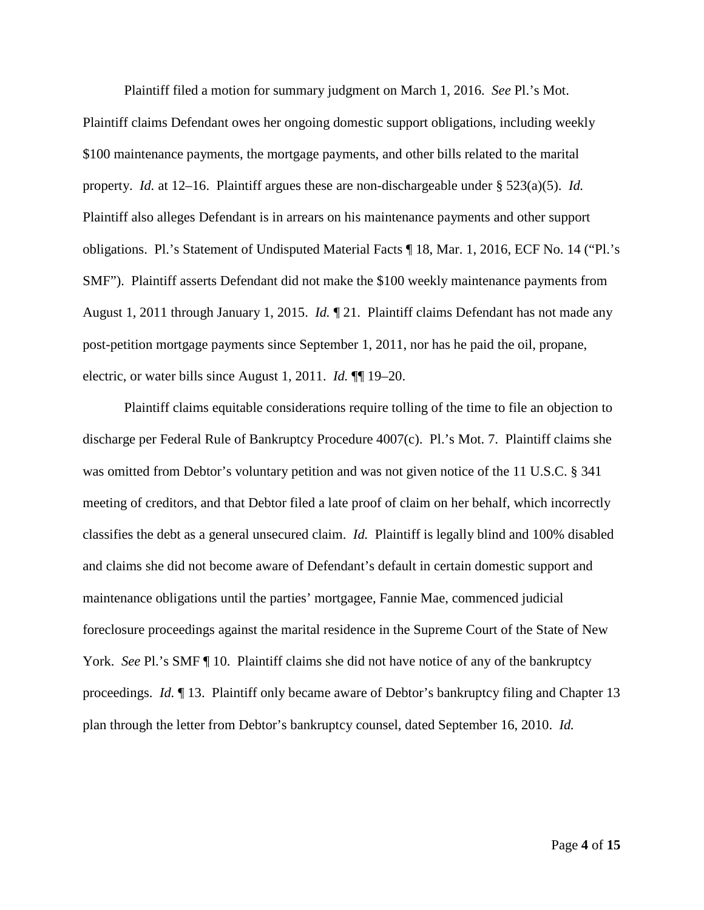Plaintiff filed a motion for summary judgment on March 1, 2016. *See* Pl.'s Mot. Plaintiff claims Defendant owes her ongoing domestic support obligations, including weekly $100 maintenance payments, the mortgage payments, and other bills related to the marital property. *Id.* at 12–16. Plaintiff argues these are non-dischargeable under § 523(a)(5). *Id.* Plaintiff also alleges Defendant is in arrears on his maintenance payments and other support obligations. Pl.'s Statement of Undisputed Material Facts ¶ 18, Mar. 1, 2016, ECF No. 14 ("Pl.'s SMF"). Plaintiff asserts Defendant did not make the $100 weekly maintenance payments from August 1, 2011 through January 1, 2015. *Id.* ¶ 21. Plaintiff claims Defendant has not made any post-petition mortgage payments since September 1, 2011, nor has he paid the oil, propane, electric, or water bills since August 1, 2011. *Id.* ¶¶ 19–20.

Plaintiff claims equitable considerations require tolling of the time to file an objection to discharge per Federal Rule of Bankruptcy Procedure 4007(c). Pl.'s Mot. 7. Plaintiff claims she was omitted from Debtor's voluntary petition and was not given notice of the 11 U.S.C. § 341 meeting of creditors, and that Debtor filed a late proof of claim on her behalf, which incorrectly classifies the debt as a general unsecured claim. *Id.* Plaintiff is legally blind and 100% disabled and claims she did not become aware of Defendant's default in certain domestic support and maintenance obligations until the parties' mortgagee, Fannie Mae, commenced judicial foreclosure proceedings against the marital residence in the Supreme Court of the State of New York. *See* Pl.'s SMF ¶ 10. Plaintiff claims she did not have notice of any of the bankruptcy proceedings. *Id.* ¶ 13. Plaintiff only became aware of Debtor's bankruptcy filing and Chapter 13 plan through the letter from Debtor's bankruptcy counsel, dated September 16, 2010. *Id.*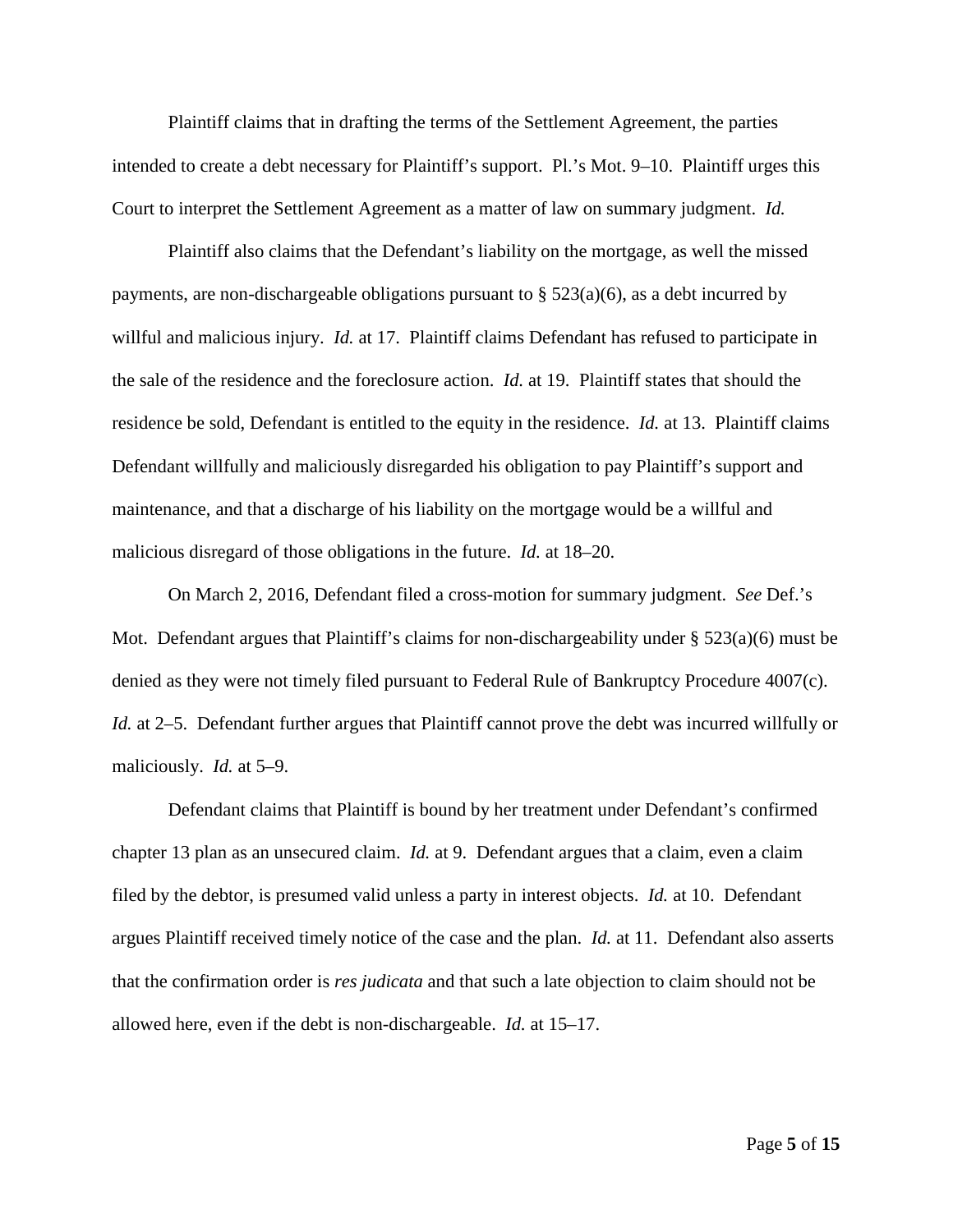Plaintiff claims that in drafting the terms of the Settlement Agreement, the parties intended to create a debt necessary for Plaintiff's support. Pl.'s Mot. 9–10. Plaintiff urges this Court to interpret the Settlement Agreement as a matter of law on summary judgment. *Id.*

Plaintiff also claims that the Defendant's liability on the mortgage, as well the missed payments, are non-dischargeable obligations pursuant to § 523(a)(6), as a debt incurred by willful and malicious injury. *Id.* at 17. Plaintiff claims Defendant has refused to participate in the sale of the residence and the foreclosure action. *Id.* at 19. Plaintiff states that should the residence be sold, Defendant is entitled to the equity in the residence. *Id.* at 13. Plaintiff claims Defendant willfully and maliciously disregarded his obligation to pay Plaintiff's support and maintenance, and that a discharge of his liability on the mortgage would be a willful and malicious disregard of those obligations in the future. *Id.* at 18–20.

On March 2, 2016, Defendant filed a cross-motion for summary judgment. *See* Def.'s Mot. Defendant argues that Plaintiff's claims for non-dischargeability under § 523(a)(6) must be denied as they were not timely filed pursuant to Federal Rule of Bankruptcy Procedure 4007(c). *Id.* at 2–5. Defendant further argues that Plaintiff cannot prove the debt was incurred willfully or maliciously. *Id.* at 5–9.

Defendant claims that Plaintiff is bound by her treatment under Defendant's confirmed chapter 13 plan as an unsecured claim. *Id.* at 9. Defendant argues that a claim, even a claim filed by the debtor, is presumed valid unless a party in interest objects. *Id.* at 10. Defendant argues Plaintiff received timely notice of the case and the plan. *Id.* at 11. Defendant also asserts that the confirmation order is *res judicata* and that such a late objection to claim should not be allowed here, even if the debt is non-dischargeable. *Id.* at 15–17.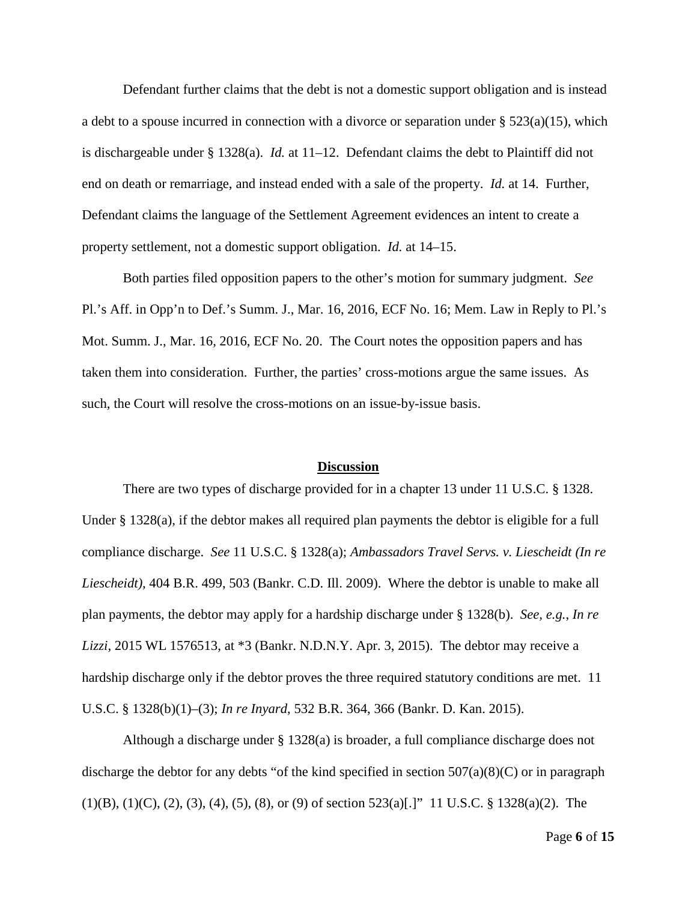Defendant further claims that the debt is not a domestic support obligation and is instead a debt to a spouse incurred in connection with a divorce or separation under § 523(a)(15), which is dischargeable under § 1328(a). *Id.* at 11–12. Defendant claims the debt to Plaintiff did not end on death or remarriage, and instead ended with a sale of the property. *Id.* at 14. Further, Defendant claims the language of the Settlement Agreement evidences an intent to create a property settlement, not a domestic support obligation. *Id.* at 14–15.

Both parties filed opposition papers to the other's motion for summary judgment. *See* Pl.'s Aff. in Opp'n to Def.'s Summ. J., Mar. 16, 2016, ECF No. 16; Mem. Law in Reply to Pl.'s Mot. Summ. J., Mar. 16, 2016, ECF No. 20. The Court notes the opposition papers and has taken them into consideration. Further, the parties' cross-motions argue the same issues. As such, the Court will resolve the cross-motions on an issue-by-issue basis.

## **Discussion**

There are two types of discharge provided for in a chapter 13 under 11 U.S.C. § 1328. Under § 1328(a), if the debtor makes all required plan payments the debtor is eligible for a full compliance discharge. *See* 11 U.S.C. § 1328(a); *Ambassadors Travel Servs. v. Liescheidt (In re Liescheidt)*, 404 B.R. 499, 503 (Bankr. C.D. Ill. 2009). Where the debtor is unable to make all plan payments, the debtor may apply for a hardship discharge under § 1328(b). *See, e.g.*, *In re Lizzi*, 2015 WL 1576513, at *3 (Bankr. N.D.N.Y. Apr. 3, 2015). The debtor may receive a hardship discharge only if the debtor proves the three required statutory conditions are met. 11 U.S.C. § 1328(b)(1)–(3); *In re Inyard*, 532 B.R. 364, 366 (Bankr. D. Kan. 2015).

Although a discharge under § 1328(a) is broader, a full compliance discharge does not discharge the debtor for any debts "of the kind specified in section 507(a)(8)(C) or in paragraph (1)(B), (1)(C), (2), (3), (4), (5), (8), or (9) of section 523(a)[.]" 11 U.S.C. § 1328(a)(2). The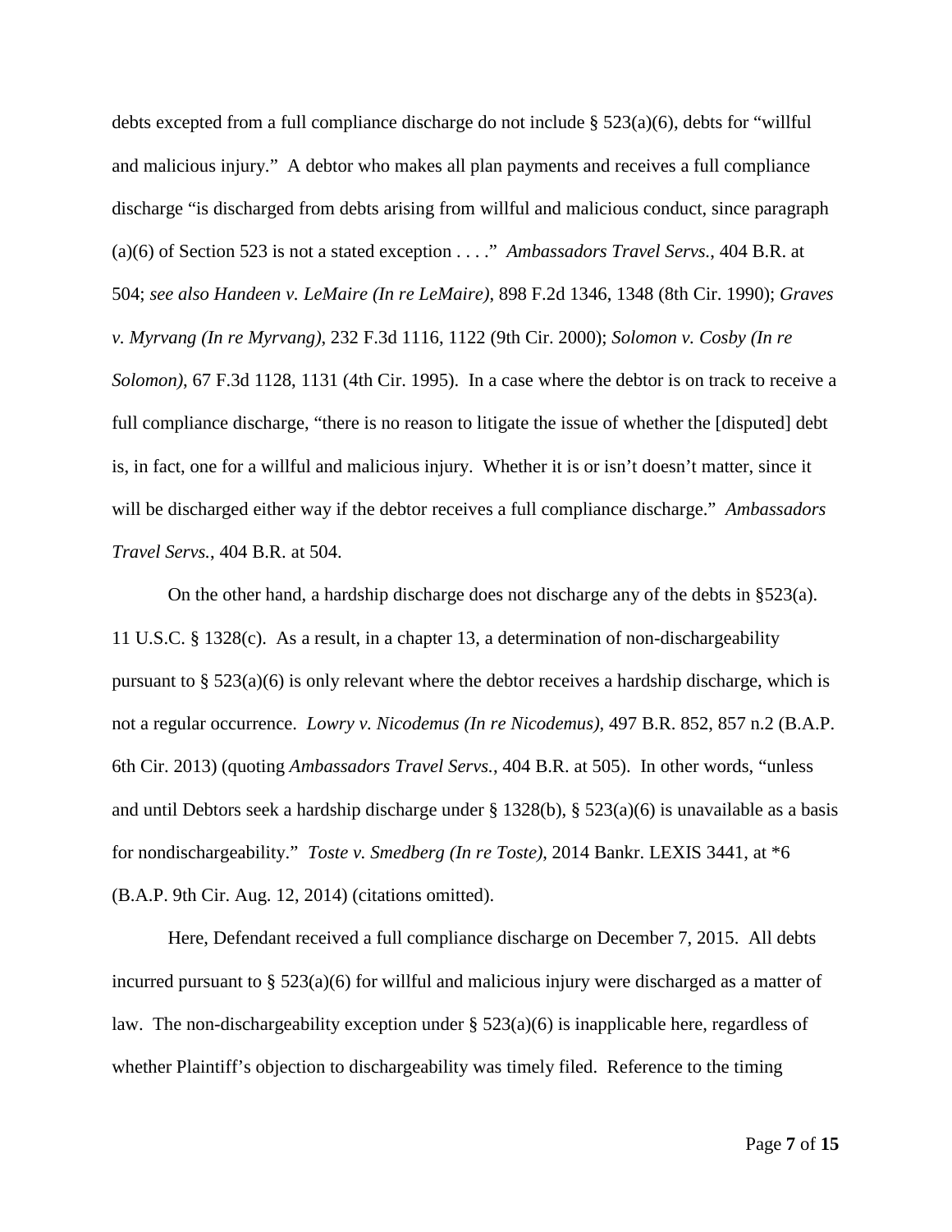debts excepted from a full compliance discharge do not include § 523(a)(6), debts for "willful and malicious injury." A debtor who makes all plan payments and receives a full compliance discharge "is discharged from debts arising from willful and malicious conduct, since paragraph (a)(6) of Section 523 is not a stated exception . . . ." *Ambassadors Travel Servs.*, 404 B.R. at 504; *see also Handeen v. LeMaire (In re LeMaire)*, 898 F.2d 1346, 1348 (8th Cir. 1990); *Graves v. Myrvang (In re Myrvang)*, 232 F.3d 1116, 1122 (9th Cir. 2000); *Solomon v. Cosby (In re Solomon)*, 67 F.3d 1128, 1131 (4th Cir. 1995). In a case where the debtor is on track to receive a full compliance discharge, "there is no reason to litigate the issue of whether the [disputed] debt is, in fact, one for a willful and malicious injury. Whether it is or isn't doesn't matter, since it will be discharged either way if the debtor receives a full compliance discharge." *Ambassadors Travel Servs.*, 404 B.R. at 504.

On the other hand, a hardship discharge does not discharge any of the debts in §523(a). 11 U.S.C. § 1328(c). As a result, in a chapter 13, a determination of non-dischargeability pursuant to § 523(a)(6) is only relevant where the debtor receives a hardship discharge, which is not a regular occurrence. *Lowry v. Nicodemus (In re Nicodemus)*, 497 B.R. 852, 857 n.2 (B.A.P. 6th Cir. 2013) (quoting *Ambassadors Travel Servs.*, 404 B.R. at 505). In other words, "unless and until Debtors seek a hardship discharge under § 1328(b), § 523(a)(6) is unavailable as a basis for nondischargeability." *Toste v. Smedberg (In re Toste)*, 2014 Bankr. LEXIS 3441, at *6 (B.A.P. 9th Cir. Aug. 12, 2014) (citations omitted).

Here, Defendant received a full compliance discharge on December 7, 2015. All debts incurred pursuant to § 523(a)(6) for willful and malicious injury were discharged as a matter of law. The non-dischargeability exception under § 523(a)(6) is inapplicable here, regardless of whether Plaintiff's objection to dischargeability was timely filed. Reference to the timing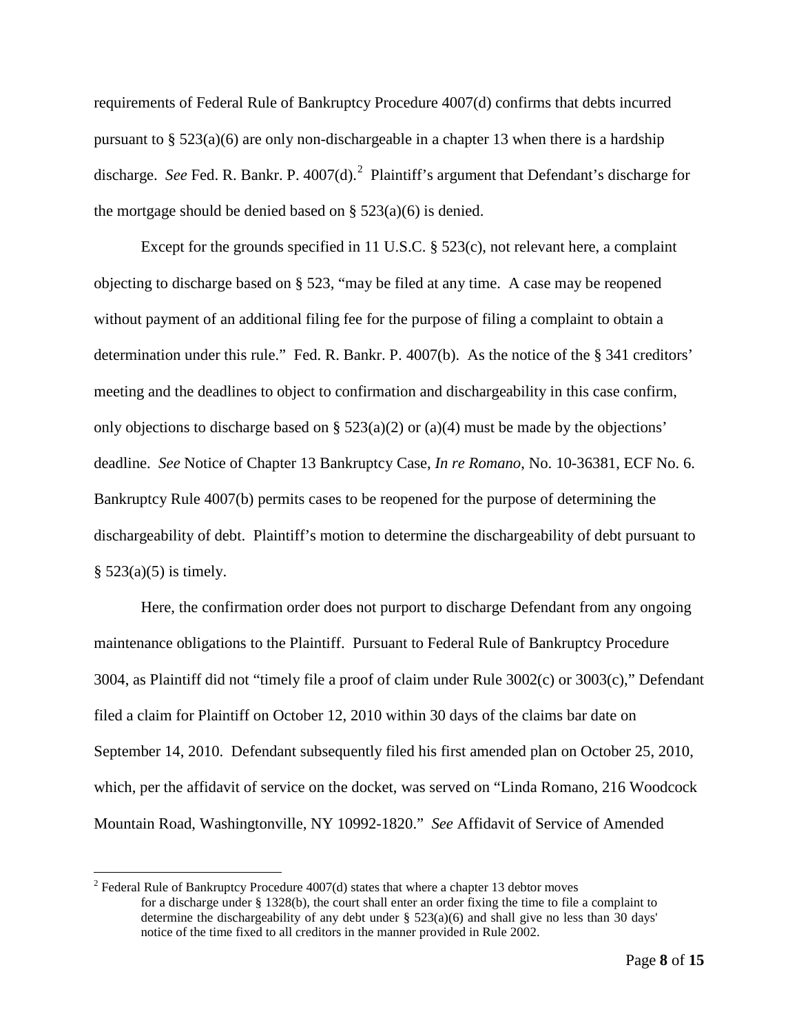requirements of Federal Rule of Bankruptcy Procedure 4007(d) confirms that debts incurred pursuant to § 523(a)(6) are only non-dischargeable in a chapter 13 when there is a hardship discharge. *See* Fed. R. Bankr. P. 4007(d).[2] Plaintiff's argument that Defendant's discharge for the mortgage should be denied based on § 523(a)(6) is denied.

Except for the grounds specified in 11 U.S.C. § 523(c), not relevant here, a complaint objecting to discharge based on § 523, "may be filed at any time. A case may be reopened without payment of an additional filing fee for the purpose of filing a complaint to obtain a determination under this rule." Fed. R. Bankr. P. 4007(b). As the notice of the § 341 creditors' meeting and the deadlines to object to confirmation and dischargeability in this case confirm, only objections to discharge based on § 523(a)(2) or (a)(4) must be made by the objections' deadline. *See* Notice of Chapter 13 Bankruptcy Case, *In re Romano*, No. 10-36381, ECF No. 6. Bankruptcy Rule 4007(b) permits cases to be reopened for the purpose of determining the dischargeability of debt. Plaintiff's motion to determine the dischargeability of debt pursuant to § 523(a)(5) is timely.

Here, the confirmation order does not purport to discharge Defendant from any ongoing maintenance obligations to the Plaintiff. Pursuant to Federal Rule of Bankruptcy Procedure 3004, as Plaintiff did not "timely file a proof of claim under Rule 3002(c) or 3003(c)," Defendant filed a claim for Plaintiff on October 12, 2010 within 30 days of the claims bar date on September 14, 2010. Defendant subsequently filed his first amended plan on October 25, 2010, which, per the affidavit of service on the docket, was served on "Linda Romano, 216 Woodcock Mountain Road, Washingtonville, NY 10992-1820." *See* Affidavit of Service of Amended

[2] Federal Rule of Bankruptcy Procedure 4007(d) states that where a chapter 13 debtor moves for a discharge under § 1328(b), the court shall enter an order fixing the time to file a complaint to determine the dischargeability of any debt under § 523(a)(6) and shall give no less than 30 days' notice of the time fixed to all creditors in the manner provided in Rule 2002.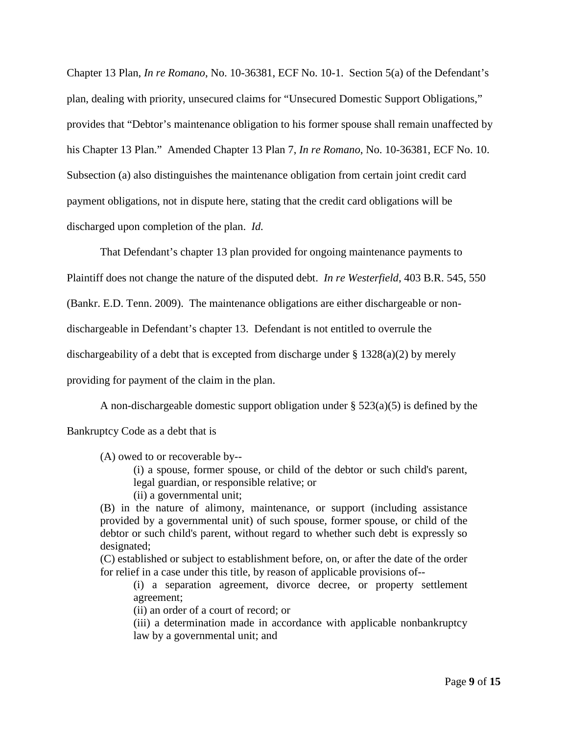Chapter 13 Plan, *In re Romano*, No. 10-36381, ECF No. 10-1. Section 5(a) of the Defendant's plan, dealing with priority, unsecured claims for "Unsecured Domestic Support Obligations," provides that "Debtor's maintenance obligation to his former spouse shall remain unaffected by his Chapter 13 Plan." Amended Chapter 13 Plan 7, *In re Romano*, No. 10-36381, ECF No. 10. Subsection (a) also distinguishes the maintenance obligation from certain joint credit card payment obligations, not in dispute here, stating that the credit card obligations will be discharged upon completion of the plan. *Id.*

That Defendant's chapter 13 plan provided for ongoing maintenance payments to Plaintiff does not change the nature of the disputed debt. *In re Westerfield*, 403 B.R. 545, 550 (Bankr. E.D. Tenn. 2009). The maintenance obligations are either dischargeable or non-dischargeable in Defendant's chapter 13. Defendant is not entitled to overrule the dischargeability of a debt that is excepted from discharge under § 1328(a)(2) by merely providing for payment of the claim in the plan.

A non-dischargeable domestic support obligation under § 523(a)(5) is defined by the Bankruptcy Code as a debt that is

> (A) owed to or recoverable by--
>
> (i) a spouse, former spouse, or child of the debtor or such child's parent, legal guardian, or responsible relative; or
>
> (ii) a governmental unit;
>
> (B) in the nature of alimony, maintenance, or support (including assistance provided by a governmental unit) of such spouse, former spouse, or child of the debtor or such child's parent, without regard to whether such debt is expressly so designated;
>
> (C) established or subject to establishment before, on, or after the date of the order for relief in a case under this title, by reason of applicable provisions of--
>
> (i) a separation agreement, divorce decree, or property settlement agreement;
>
> (ii) an order of a court of record; or
>
> (iii) a determination made in accordance with applicable nonbankruptcy law by a governmental unit; and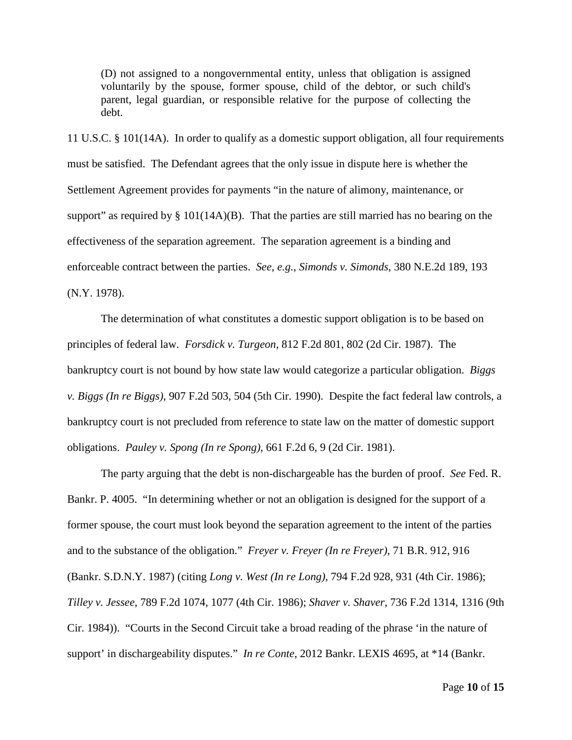> (D) not assigned to a nongovernmental entity, unless that obligation is assigned voluntarily by the spouse, former spouse, child of the debtor, or such child's parent, legal guardian, or responsible relative for the purpose of collecting the debt.

11 U.S.C. § 101(14A). In order to qualify as a domestic support obligation, all four requirements must be satisfied. The Defendant agrees that the only issue in dispute here is whether the Settlement Agreement provides for payments "in the nature of alimony, maintenance, or support" as required by § 101(14A)(B). That the parties are still married has no bearing on the effectiveness of the separation agreement. The separation agreement is a binding and enforceable contract between the parties. *See, e.g.*, *Simonds v. Simonds*, 380 N.E.2d 189, 193 (N.Y. 1978).

The determination of what constitutes a domestic support obligation is to be based on principles of federal law. *Forsdick v. Turgeon*, 812 F.2d 801, 802 (2d Cir. 1987). The bankruptcy court is not bound by how state law would categorize a particular obligation. *Biggs v. Biggs (In re Biggs)*, 907 F.2d 503, 504 (5th Cir. 1990). Despite the fact federal law controls, a bankruptcy court is not precluded from reference to state law on the matter of domestic support obligations. *Pauley v. Spong (In re Spong)*, 661 F.2d 6, 9 (2d Cir. 1981).

The party arguing that the debt is non-dischargeable has the burden of proof. *See* Fed. R. Bankr. P. 4005. "In determining whether or not an obligation is designed for the support of a former spouse, the court must look beyond the separation agreement to the intent of the parties and to the substance of the obligation." *Freyer v. Freyer (In re Freyer)*, 71 B.R. 912, 916 (Bankr. S.D.N.Y. 1987) (citing *Long v. West (In re Long)*, 794 F.2d 928, 931 (4th Cir. 1986); *Tilley v. Jessee*, 789 F.2d 1074, 1077 (4th Cir. 1986); *Shaver v. Shaver*, 736 F.2d 1314, 1316 (9th Cir. 1984)). "Courts in the Second Circuit take a broad reading of the phrase 'in the nature of support' in dischargeability disputes." *In re Conte*, 2012 Bankr. LEXIS 4695, at *14 (Bankr.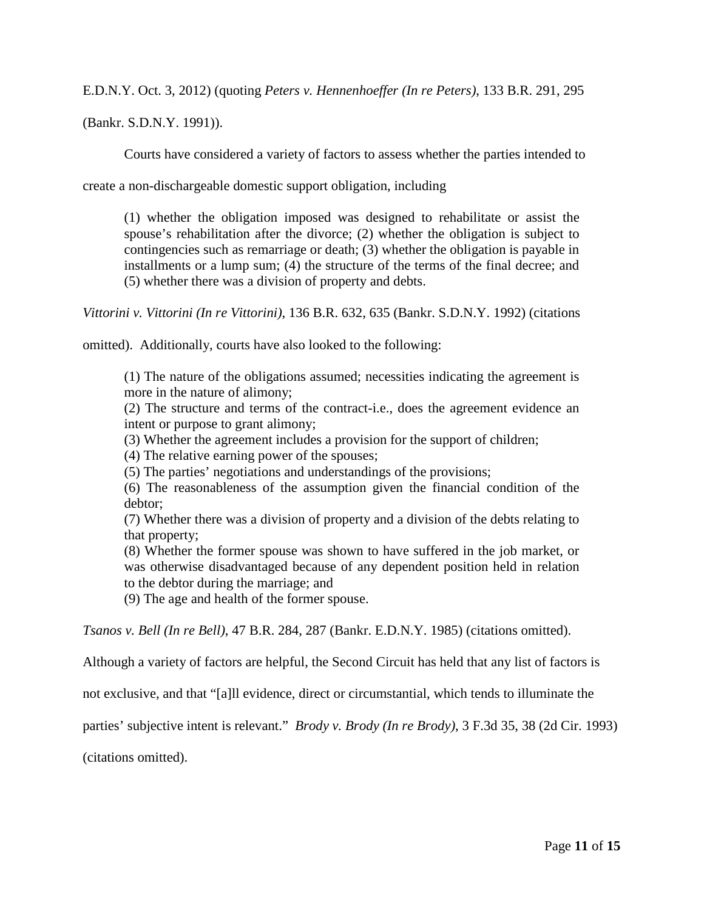E.D.N.Y. Oct. 3, 2012) (quoting *Peters v. Hennenhoeffer (In re Peters)*, 133 B.R. 291, 295 (Bankr. S.D.N.Y. 1991)).

Courts have considered a variety of factors to assess whether the parties intended to create a non-dischargeable domestic support obligation, including

> (1) whether the obligation imposed was designed to rehabilitate or assist the spouse's rehabilitation after the divorce; (2) whether the obligation is subject to contingencies such as remarriage or death; (3) whether the obligation is payable in installments or a lump sum; (4) the structure of the terms of the final decree; and (5) whether there was a division of property and debts.

*Vittorini v. Vittorini (In re Vittorini)*, 136 B.R. 632, 635 (Bankr. S.D.N.Y. 1992) (citations omitted). Additionally, courts have also looked to the following:

> (1) The nature of the obligations assumed; necessities indicating the agreement is more in the nature of alimony;
> (2) The structure and terms of the contract-i.e., does the agreement evidence an intent or purpose to grant alimony;
> (3) Whether the agreement includes a provision for the support of children;
> (4) The relative earning power of the spouses;
> (5) The parties' negotiations and understandings of the provisions;
> (6) The reasonableness of the assumption given the financial condition of the debtor;
> (7) Whether there was a division of property and a division of the debts relating to that property;
> (8) Whether the former spouse was shown to have suffered in the job market, or was otherwise disadvantaged because of any dependent position held in relation to the debtor during the marriage; and
> (9) The age and health of the former spouse.

*Tsanos v. Bell (In re Bell)*, 47 B.R. 284, 287 (Bankr. E.D.N.Y. 1985) (citations omitted). Although a variety of factors are helpful, the Second Circuit has held that any list of factors is not exclusive, and that "[a]ll evidence, direct or circumstantial, which tends to illuminate the parties' subjective intent is relevant." *Brody v. Brody (In re Brody)*, 3 F.3d 35, 38 (2d Cir. 1993) (citations omitted).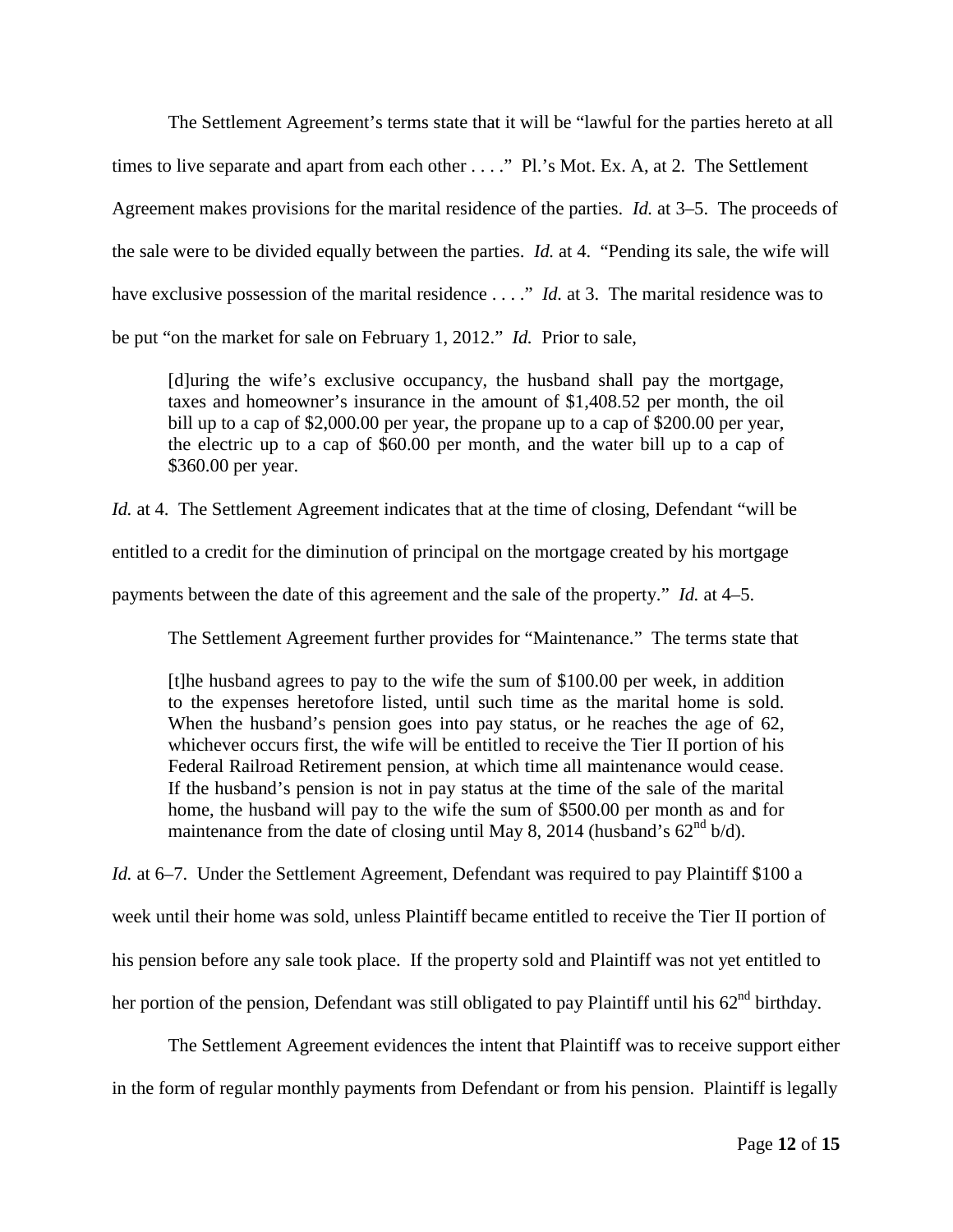The Settlement Agreement's terms state that it will be "lawful for the parties hereto at all times to live separate and apart from each other . . . ." Pl.'s Mot. Ex. A, at 2. The Settlement Agreement makes provisions for the marital residence of the parties. *Id.* at 3–5. The proceeds of the sale were to be divided equally between the parties. *Id.* at 4. "Pending its sale, the wife will have exclusive possession of the marital residence . . . ." *Id.* at 3. The marital residence was to be put "on the market for sale on February 1, 2012." *Id.* Prior to sale,

> [d]uring the wife's exclusive occupancy, the husband shall pay the mortgage, taxes and homeowner's insurance in the amount of $1,408.52 per month, the oil bill up to a cap of $2,000.00 per year, the propane up to a cap of $200.00 per year, the electric up to a cap of $60.00 per month, and the water bill up to a cap of $360.00 per year.

*Id.* at 4. The Settlement Agreement indicates that at the time of closing, Defendant "will be entitled to a credit for the diminution of principal on the mortgage created by his mortgage payments between the date of this agreement and the sale of the property." *Id.* at 4–5.

The Settlement Agreement further provides for "Maintenance." The terms state that

> [t]he husband agrees to pay to the wife the sum of $100.00 per week, in addition to the expenses heretofore listed, until such time as the marital home is sold. When the husband's pension goes into pay status, or he reaches the age of 62, whichever occurs first, the wife will be entitled to receive the Tier II portion of his Federal Railroad Retirement pension, at which time all maintenance would cease. If the husband's pension is not in pay status at the time of the sale of the marital home, the husband will pay to the wife the sum of $500.00 per month as and for maintenance from the date of closing until May 8, 2014 (husband's 62nd b/d).

*Id.* at 6–7. Under the Settlement Agreement, Defendant was required to pay Plaintiff $100 a week until their home was sold, unless Plaintiff became entitled to receive the Tier II portion of his pension before any sale took place. If the property sold and Plaintiff was not yet entitled to her portion of the pension, Defendant was still obligated to pay Plaintiff until his 62nd birthday.

The Settlement Agreement evidences the intent that Plaintiff was to receive support either in the form of regular monthly payments from Defendant or from his pension. Plaintiff is legally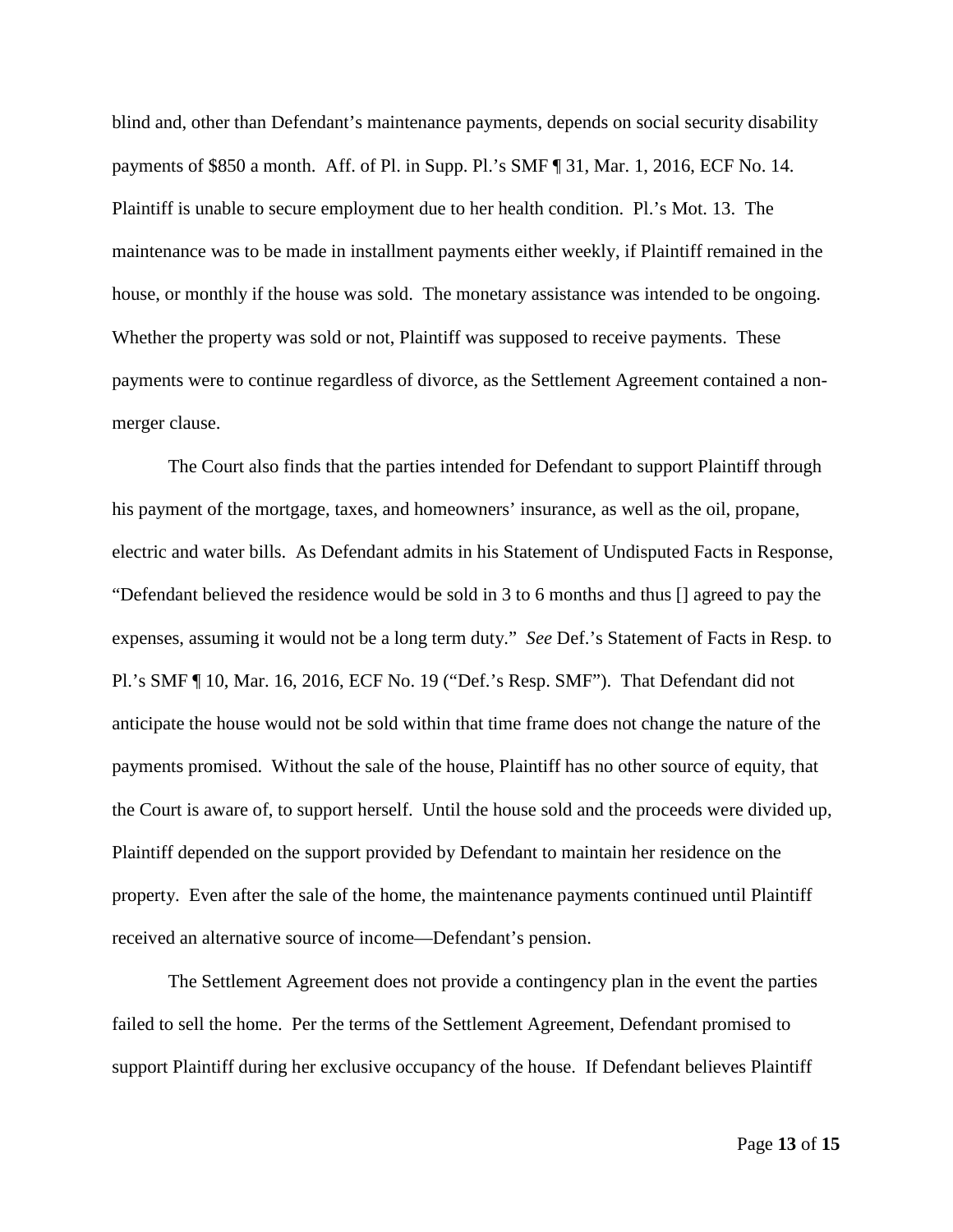blind and, other than Defendant's maintenance payments, depends on social security disability payments of $850 a month. Aff. of Pl. in Supp. Pl.'s SMF ¶ 31, Mar. 1, 2016, ECF No. 14. Plaintiff is unable to secure employment due to her health condition. Pl.'s Mot. 13. The maintenance was to be made in installment payments either weekly, if Plaintiff remained in the house, or monthly if the house was sold. The monetary assistance was intended to be ongoing. Whether the property was sold or not, Plaintiff was supposed to receive payments. These payments were to continue regardless of divorce, as the Settlement Agreement contained a non-merger clause.

The Court also finds that the parties intended for Defendant to support Plaintiff through his payment of the mortgage, taxes, and homeowners' insurance, as well as the oil, propane, electric and water bills. As Defendant admits in his Statement of Undisputed Facts in Response, "Defendant believed the residence would be sold in 3 to 6 months and thus [] agreed to pay the expenses, assuming it would not be a long term duty." *See* Def.'s Statement of Facts in Resp. to Pl.'s SMF ¶ 10, Mar. 16, 2016, ECF No. 19 ("Def.'s Resp. SMF"). That Defendant did not anticipate the house would not be sold within that time frame does not change the nature of the payments promised. Without the sale of the house, Plaintiff has no other source of equity, that the Court is aware of, to support herself. Until the house sold and the proceeds were divided up, Plaintiff depended on the support provided by Defendant to maintain her residence on the property. Even after the sale of the home, the maintenance payments continued until Plaintiff received an alternative source of income—Defendant's pension.

The Settlement Agreement does not provide a contingency plan in the event the parties failed to sell the home. Per the terms of the Settlement Agreement, Defendant promised to support Plaintiff during her exclusive occupancy of the house. If Defendant believes Plaintiff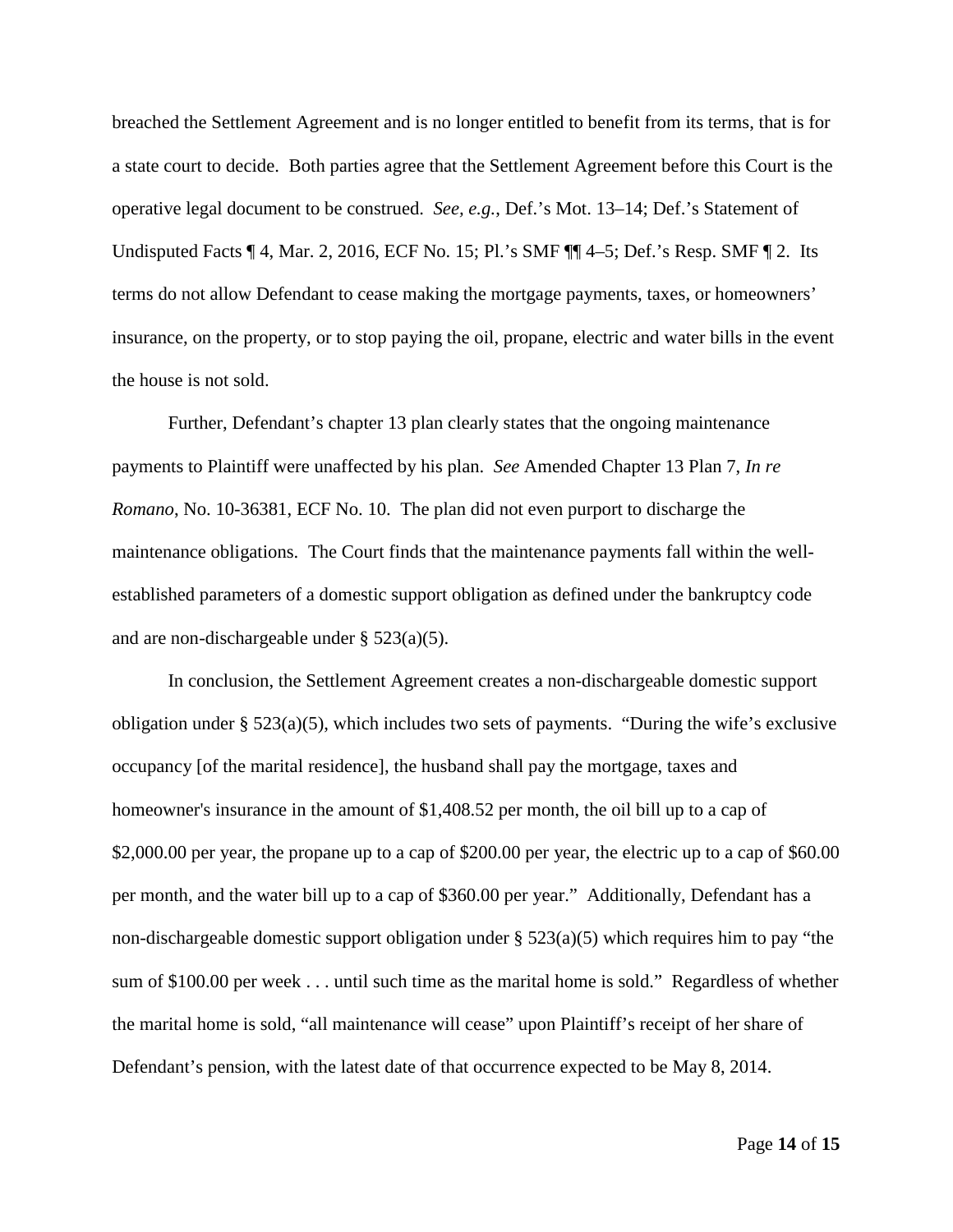breached the Settlement Agreement and is no longer entitled to benefit from its terms, that is for a state court to decide. Both parties agree that the Settlement Agreement before this Court is the operative legal document to be construed. *See, e.g.*, Def.'s Mot. 13–14; Def.'s Statement of Undisputed Facts ¶ 4, Mar. 2, 2016, ECF No. 15; Pl.'s SMF ¶¶ 4–5; Def.'s Resp. SMF ¶ 2. Its terms do not allow Defendant to cease making the mortgage payments, taxes, or homeowners' insurance, on the property, or to stop paying the oil, propane, electric and water bills in the event the house is not sold.

Further, Defendant's chapter 13 plan clearly states that the ongoing maintenance payments to Plaintiff were unaffected by his plan. *See* Amended Chapter 13 Plan 7, *In re Romano*, No. 10-36381, ECF No. 10. The plan did not even purport to discharge the maintenance obligations. The Court finds that the maintenance payments fall within the well-established parameters of a domestic support obligation as defined under the bankruptcy code and are non-dischargeable under § 523(a)(5).

In conclusion, the Settlement Agreement creates a non-dischargeable domestic support obligation under § 523(a)(5), which includes two sets of payments. "During the wife's exclusive occupancy [of the marital residence], the husband shall pay the mortgage, taxes and homeowner's insurance in the amount of $1,408.52 per month, the oil bill up to a cap of $2,000.00 per year, the propane up to a cap of $200.00 per year, the electric up to a cap of $60.00 per month, and the water bill up to a cap of $360.00 per year." Additionally, Defendant has a non-dischargeable domestic support obligation under § 523(a)(5) which requires him to pay "the sum of $100.00 per week . . . until such time as the marital home is sold." Regardless of whether the marital home is sold, "all maintenance will cease" upon Plaintiff's receipt of her share of Defendant's pension, with the latest date of that occurrence expected to be May 8, 2014.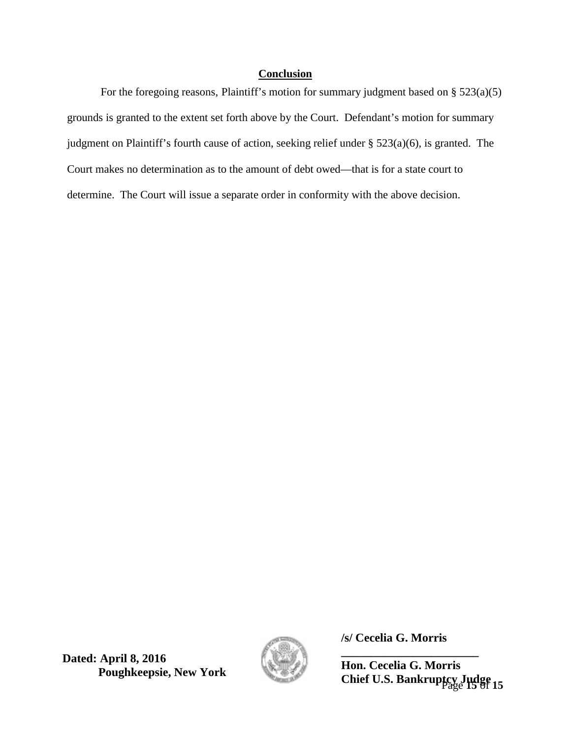## Conclusion

For the foregoing reasons, Plaintiff's motion for summary judgment based on § 523(a)(5) grounds is granted to the extent set forth above by the Court. Defendant's motion for summary judgment on Plaintiff's fourth cause of action, seeking relief under § 523(a)(6), is granted. The Court makes no determination as to the amount of debt owed—that is for a state court to determine. The Court will issue a separate order in conformity with the above decision.

**Dated: April 8, 2016**
**Poughkeepsie, New York**

**/s/ Cecelia G. Morris**
**_______________________**
**Hon. Cecelia G. Morris**
**Chief U.S. Bankruptcy Judge**